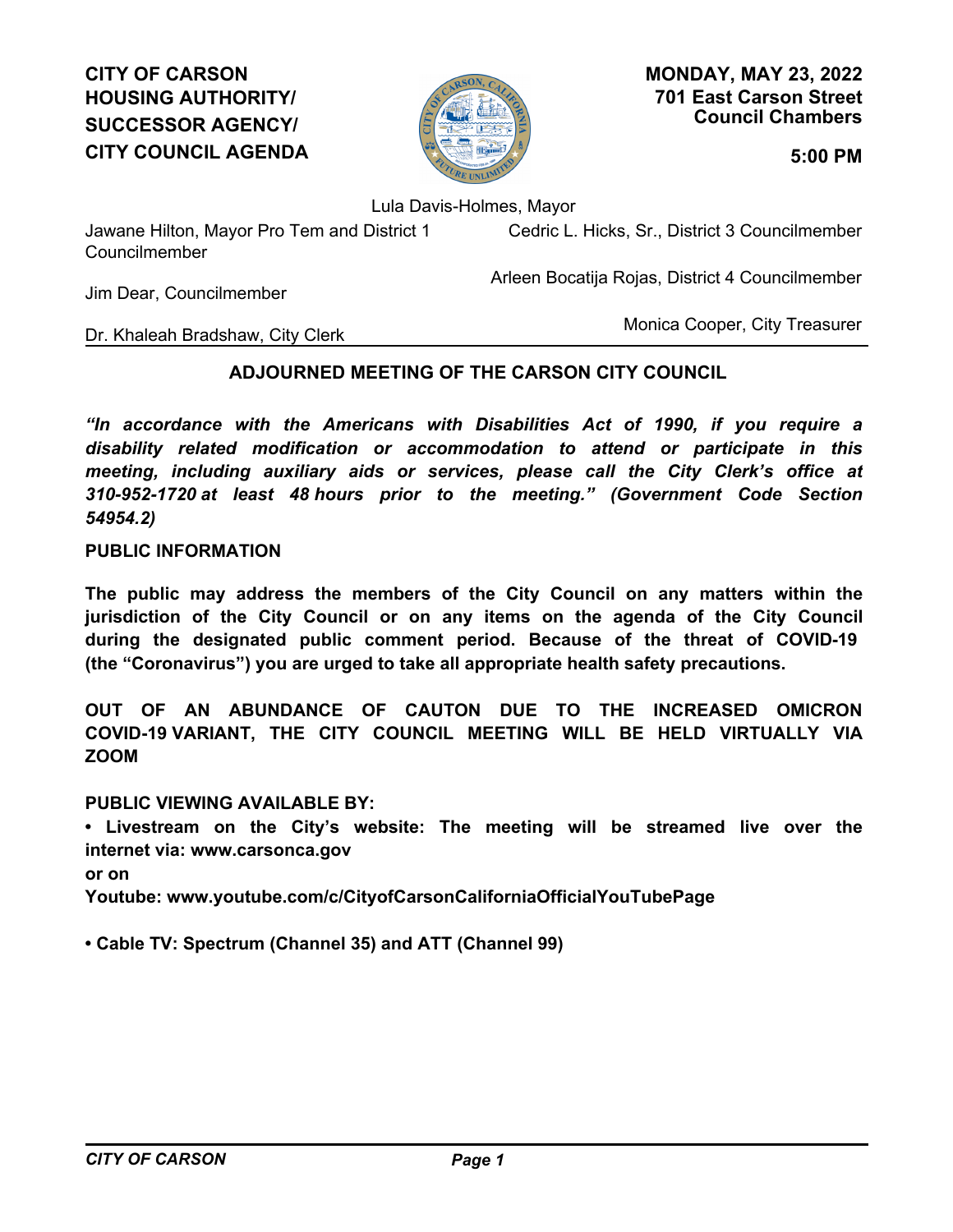**CITY OF CARSON**
**HOUSING AUTHORITY/**
**SUCCESSOR AGENCY/**
**CITY COUNCIL AGENDA**

**MONDAY, MAY 23, 2022**
**701 East Carson Street**
**Council Chambers**

**5:00 PM**

Lula Davis-Holmes, Mayor

Jawane Hilton, Mayor Pro Tem and District 1 Councilmember

Cedric L. Hicks, Sr., District 3 Councilmember

Arleen Bocatija Rojas, District 4 Councilmember

Jim Dear, Councilmember

Monica Cooper, City Treasurer

Dr. Khaleah Bradshaw, City Clerk

## ADJOURNED MEETING OF THE CARSON CITY COUNCIL

***"In accordance with the Americans with Disabilities Act of 1990, if you require a disability related modification or accommodation to attend or participate in this meeting, including auxiliary aids or services, please call the City Clerk's office at 310-952-1720 at least 48 hours prior to the meeting." (Government Code Section 54954.2)***

**PUBLIC INFORMATION**

**The public may address the members of the City Council on any matters within the jurisdiction of the City Council or on any items on the agenda of the City Council during the designated public comment period. Because of the threat of COVID-19 (the "Coronavirus") you are urged to take all appropriate health safety precautions.**

**OUT OF AN ABUNDANCE OF CAUTON DUE TO THE INCREASED OMICRON COVID-19 VARIANT, THE CITY COUNCIL MEETING WILL BE HELD VIRTUALLY VIA ZOOM**

**PUBLIC VIEWING AVAILABLE BY:**

**• Livestream on the City's website: The meeting will be streamed live over the internet via: www.carsonca.gov**
**or on**
**Youtube: www.youtube.com/c/CityofCarsonCaliforniaOfficialYouTubePage**

**• Cable TV: Spectrum (Channel 35) and ATT (Channel 99)**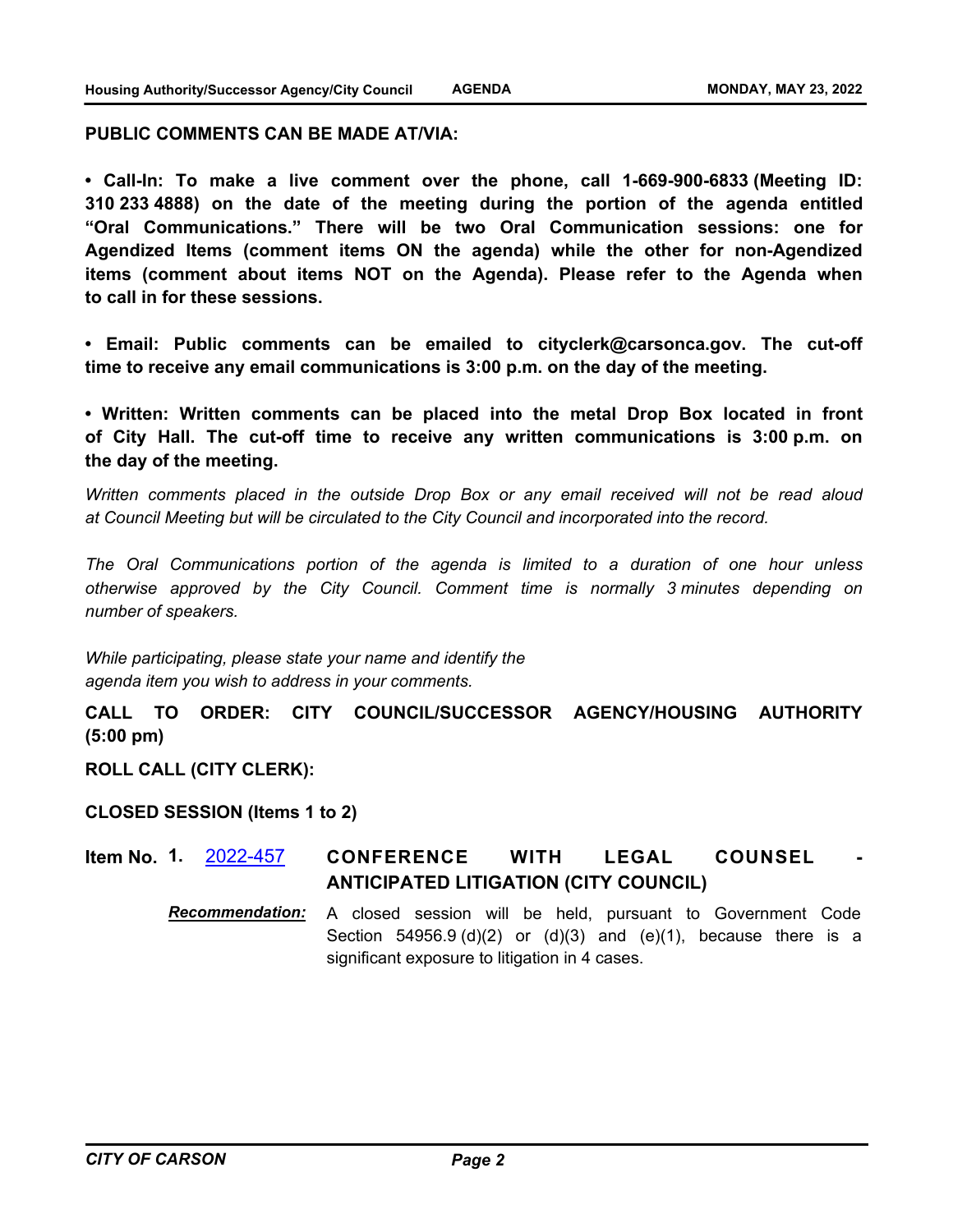**PUBLIC COMMENTS CAN BE MADE AT/VIA:**

**• Call-In: To make a live comment over the phone, call 1-669-900-6833 (Meeting ID: 310 233 4888) on the date of the meeting during the portion of the agenda entitled "Oral Communications." There will be two Oral Communication sessions: one for Agendized Items (comment items ON the agenda) while the other for non-Agendized items (comment about items NOT on the Agenda). Please refer to the Agenda when to call in for these sessions.**

**• Email: Public comments can be emailed to cityclerk@carsonca.gov. The cut-off time to receive any email communications is 3:00 p.m. on the day of the meeting.**

**• Written: Written comments can be placed into the metal Drop Box located in front of City Hall. The cut-off time to receive any written communications is 3:00 p.m. on the day of the meeting.**

*Written comments placed in the outside Drop Box or any email received will not be read aloud at Council Meeting but will be circulated to the City Council and incorporated into the record.*

*The Oral Communications portion of the agenda is limited to a duration of one hour unless otherwise approved by the City Council. Comment time is normally 3 minutes depending on number of speakers.*

*While participating, please state your name and identify the agenda item you wish to address in your comments.*

**CALL TO ORDER: CITY COUNCIL/SUCCESSOR AGENCY/HOUSING AUTHORITY (5:00 pm)**

**ROLL CALL (CITY CLERK):**

**CLOSED SESSION (Items 1 to 2)**

**Item No. 1.** 2022-457 **CONFERENCE WITH LEGAL COUNSEL - ANTICIPATED LITIGATION (CITY COUNCIL)**

***Recommendation:*** A closed session will be held, pursuant to Government Code Section 54956.9 (d)(2) or (d)(3) and (e)(1), because there is a significant exposure to litigation in 4 cases.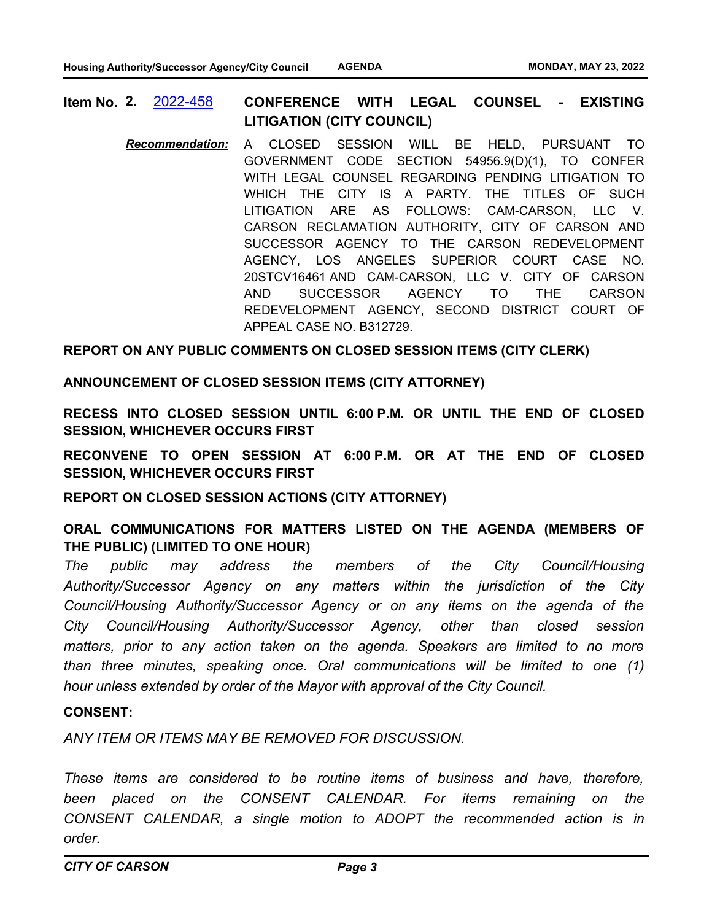**Item No. 2.** 2022-458 **CONFERENCE WITH LEGAL COUNSEL - EXISTING LITIGATION (CITY COUNCIL)**

***Recommendation:*** A CLOSED SESSION WILL BE HELD, PURSUANT TO GOVERNMENT CODE SECTION 54956.9(D)(1), TO CONFER WITH LEGAL COUNSEL REGARDING PENDING LITIGATION TO WHICH THE CITY IS A PARTY. THE TITLES OF SUCH LITIGATION ARE AS FOLLOWS: CAM-CARSON, LLC V. CARSON RECLAMATION AUTHORITY, CITY OF CARSON AND SUCCESSOR AGENCY TO THE CARSON REDEVELOPMENT AGENCY, LOS ANGELES SUPERIOR COURT CASE NO. 20STCV16461 AND CAM-CARSON, LLC V. CITY OF CARSON AND SUCCESSOR AGENCY TO THE CARSON REDEVELOPMENT AGENCY, SECOND DISTRICT COURT OF APPEAL CASE NO. B312729.

**REPORT ON ANY PUBLIC COMMENTS ON CLOSED SESSION ITEMS (CITY CLERK)**

**ANNOUNCEMENT OF CLOSED SESSION ITEMS (CITY ATTORNEY)**

**RECESS INTO CLOSED SESSION UNTIL 6:00 P.M. OR UNTIL THE END OF CLOSED SESSION, WHICHEVER OCCURS FIRST**

**RECONVENE TO OPEN SESSION AT 6:00 P.M. OR AT THE END OF CLOSED SESSION, WHICHEVER OCCURS FIRST**

**REPORT ON CLOSED SESSION ACTIONS (CITY ATTORNEY)**

**ORAL COMMUNICATIONS FOR MATTERS LISTED ON THE AGENDA (MEMBERS OF THE PUBLIC) (LIMITED TO ONE HOUR)**

*The public may address the members of the City Council/Housing Authority/Successor Agency on any matters within the jurisdiction of the City Council/Housing Authority/Successor Agency or on any items on the agenda of the City Council/Housing Authority/Successor Agency, other than closed session matters, prior to any action taken on the agenda. Speakers are limited to no more than three minutes, speaking once. Oral communications will be limited to one (1) hour unless extended by order of the Mayor with approval of the City Council.*

**CONSENT:**

*ANY ITEM OR ITEMS MAY BE REMOVED FOR DISCUSSION.*

*These items are considered to be routine items of business and have, therefore, been placed on the CONSENT CALENDAR. For items remaining on the CONSENT CALENDAR, a single motion to ADOPT the recommended action is in order.*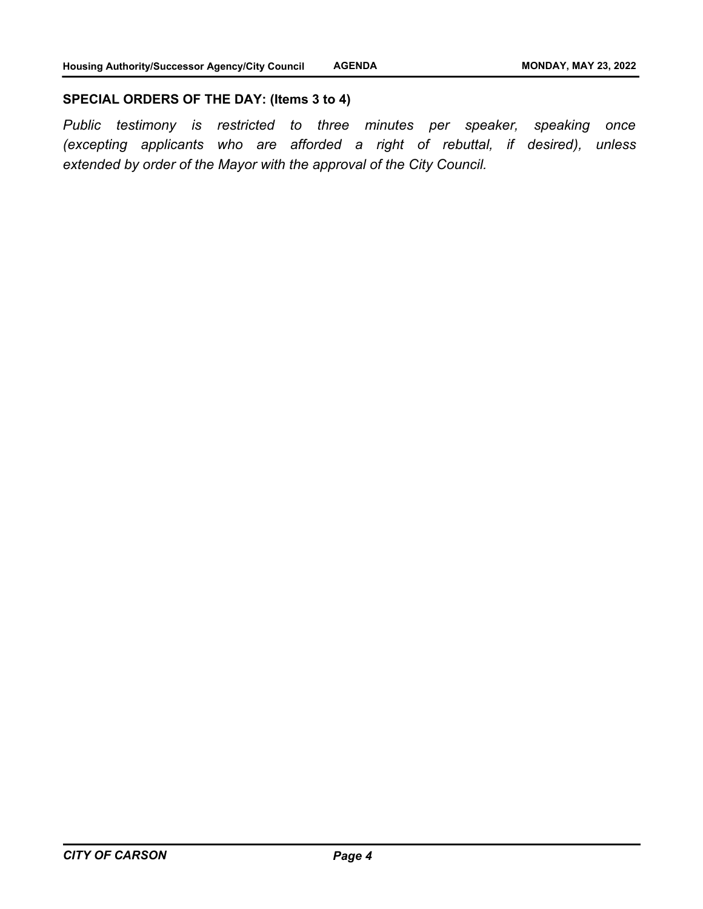## SPECIAL ORDERS OF THE DAY: (Items 3 to 4)

*Public testimony is restricted to three minutes per speaker, speaking once (excepting applicants who are afforded a right of rebuttal, if desired), unless extended by order of the Mayor with the approval of the City Council.*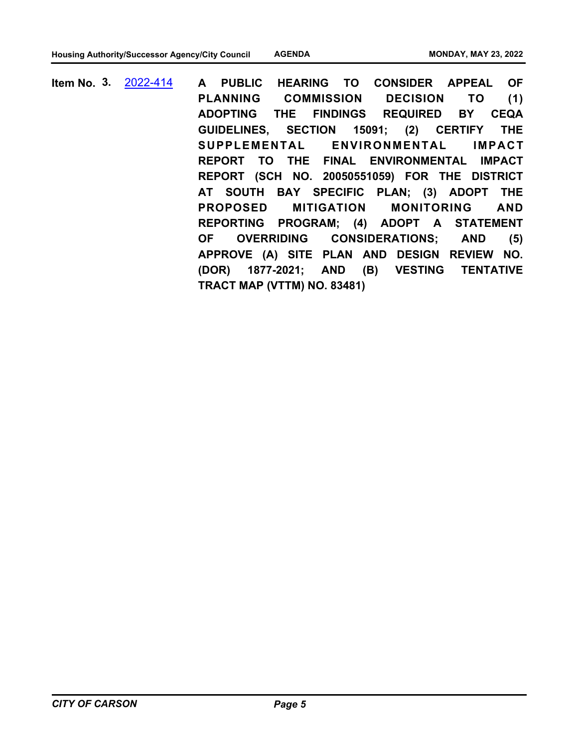**Item No. 3.** 2022-414 **A PUBLIC HEARING TO CONSIDER APPEAL OF PLANNING COMMISSION DECISION TO (1) ADOPTING THE FINDINGS REQUIRED BY CEQA GUIDELINES, SECTION 15091; (2) CERTIFY THE SUPPLEMENTAL ENVIRONMENTAL IMPACT REPORT TO THE FINAL ENVIRONMENTAL IMPACT REPORT (SCH NO. 20050551059) FOR THE DISTRICT AT SOUTH BAY SPECIFIC PLAN; (3) ADOPT THE PROPOSED MITIGATION MONITORING AND REPORTING PROGRAM; (4) ADOPT A STATEMENT OF OVERRIDING CONSIDERATIONS; AND (5) APPROVE (A) SITE PLAN AND DESIGN REVIEW NO. (DOR) 1877-2021; AND (B) VESTING TENTATIVE TRACT MAP (VTTM) NO. 83481)**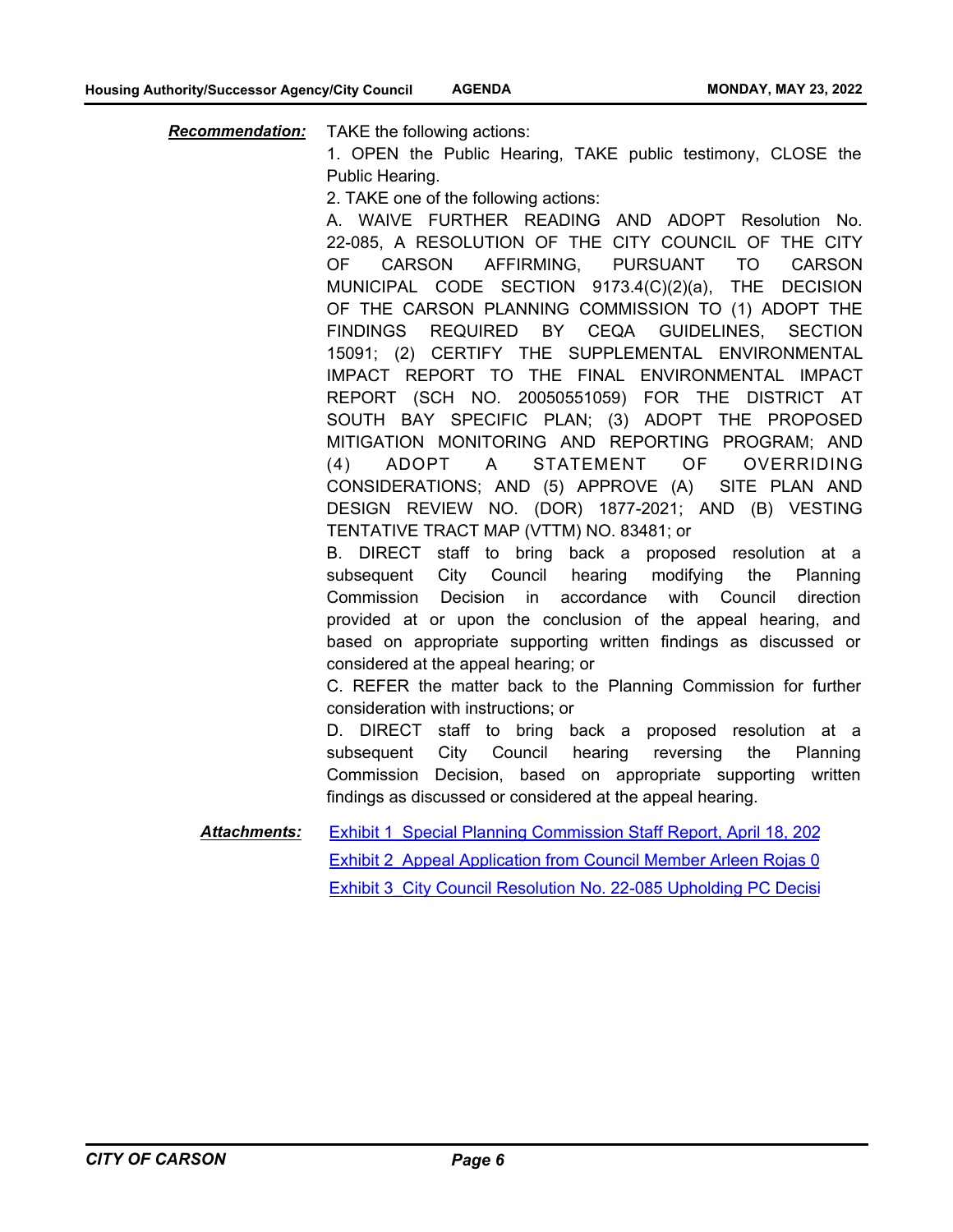***Recommendation:*** TAKE the following actions:

1. OPEN the Public Hearing, TAKE public testimony, CLOSE the Public Hearing.
2. TAKE one of the following actions:

A. WAIVE FURTHER READING AND ADOPT Resolution No. 22-085, A RESOLUTION OF THE CITY COUNCIL OF THE CITY OF CARSON AFFIRMING, PURSUANT TO CARSON MUNICIPAL CODE SECTION 9173.4(C)(2)(a), THE DECISION OF THE CARSON PLANNING COMMISSION TO (1) ADOPT THE FINDINGS REQUIRED BY CEQA GUIDELINES, SECTION 15091; (2) CERTIFY THE SUPPLEMENTAL ENVIRONMENTAL IMPACT REPORT TO THE FINAL ENVIRONMENTAL IMPACT REPORT (SCH NO. 20050551059) FOR THE DISTRICT AT SOUTH BAY SPECIFIC PLAN; (3) ADOPT THE PROPOSED MITIGATION MONITORING AND REPORTING PROGRAM; AND (4) ADOPT A STATEMENT OF OVERRIDING CONSIDERATIONS; AND (5) APPROVE (A) SITE PLAN AND DESIGN REVIEW NO. (DOR) 1877-2021; AND (B) VESTING TENTATIVE TRACT MAP (VTTM) NO. 83481; or

B. DIRECT staff to bring back a proposed resolution at a subsequent City Council hearing modifying the Planning Commission Decision in accordance with Council direction provided at or upon the conclusion of the appeal hearing, and based on appropriate supporting written findings as discussed or considered at the appeal hearing; or

C. REFER the matter back to the Planning Commission for further consideration with instructions; or

D. DIRECT staff to bring back a proposed resolution at a subsequent City Council hearing reversing the Planning Commission Decision, based on appropriate supporting written findings as discussed or considered at the appeal hearing.

***Attachments:***

Exhibit 1 Special Planning Commission Staff Report, April 18, 202

Exhibit 2 Appeal Application from Council Member Arleen Rojas 0

Exhibit 3 City Council Resolution No. 22-085 Upholding PC Decisi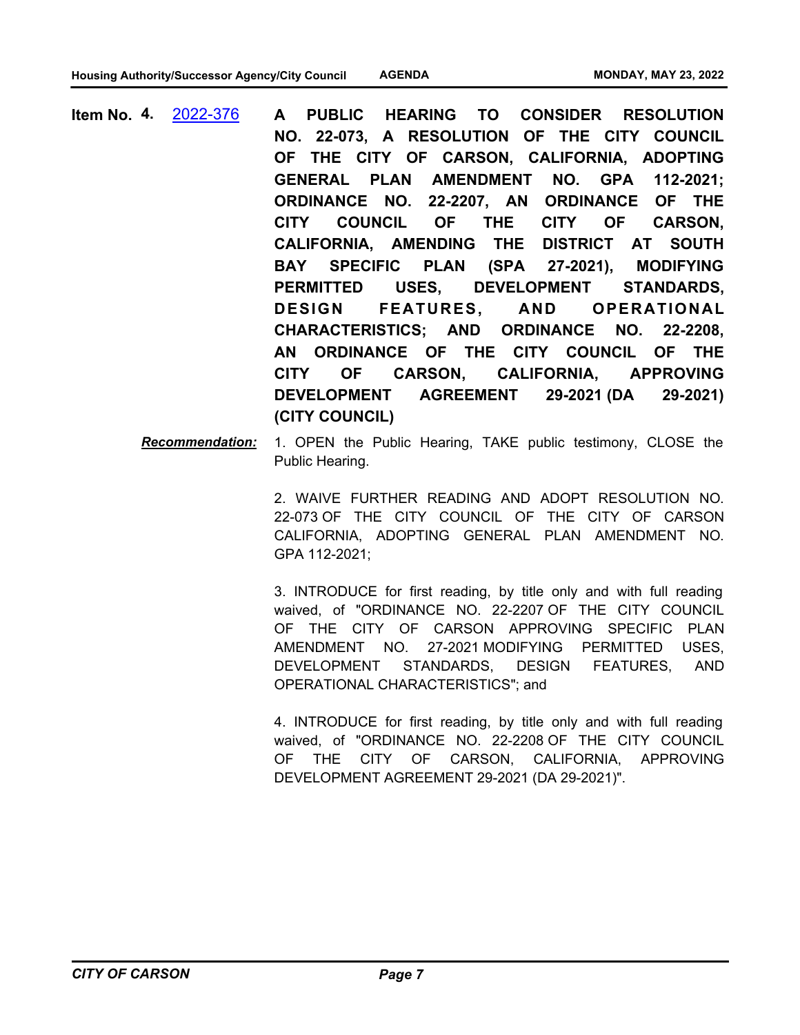**Item No. 4.** 2022-376 **A PUBLIC HEARING TO CONSIDER RESOLUTION NO. 22-073, A RESOLUTION OF THE CITY COUNCIL OF THE CITY OF CARSON, CALIFORNIA, ADOPTING GENERAL PLAN AMENDMENT NO. GPA 112-2021; ORDINANCE NO. 22-2207, AN ORDINANCE OF THE CITY COUNCIL OF THE CITY OF CARSON, CALIFORNIA, AMENDING THE DISTRICT AT SOUTH BAY SPECIFIC PLAN (SPA 27-2021), MODIFYING PERMITTED USES, DEVELOPMENT STANDARDS, DESIGN FEATURES, AND OPERATIONAL CHARACTERISTICS; AND ORDINANCE NO. 22-2208, AN ORDINANCE OF THE CITY COUNCIL OF THE CITY OF CARSON, CALIFORNIA, APPROVING DEVELOPMENT AGREEMENT 29-2021 (DA 29-2021) (CITY COUNCIL)**

***Recommendation:*** 1. OPEN the Public Hearing, TAKE public testimony, CLOSE the Public Hearing.

2. WAIVE FURTHER READING AND ADOPT RESOLUTION NO. 22-073 OF THE CITY COUNCIL OF THE CITY OF CARSON CALIFORNIA, ADOPTING GENERAL PLAN AMENDMENT NO. GPA 112-2021;

3. INTRODUCE for first reading, by title only and with full reading waived, of "ORDINANCE NO. 22-2207 OF THE CITY COUNCIL OF THE CITY OF CARSON APPROVING SPECIFIC PLAN AMENDMENT NO. 27-2021 MODIFYING PERMITTED USES, DEVELOPMENT STANDARDS, DESIGN FEATURES, AND OPERATIONAL CHARACTERISTICS"; and

4. INTRODUCE for first reading, by title only and with full reading waived, of "ORDINANCE NO. 22-2208 OF THE CITY COUNCIL OF THE CITY OF CARSON, CALIFORNIA, APPROVING DEVELOPMENT AGREEMENT 29-2021 (DA 29-2021)".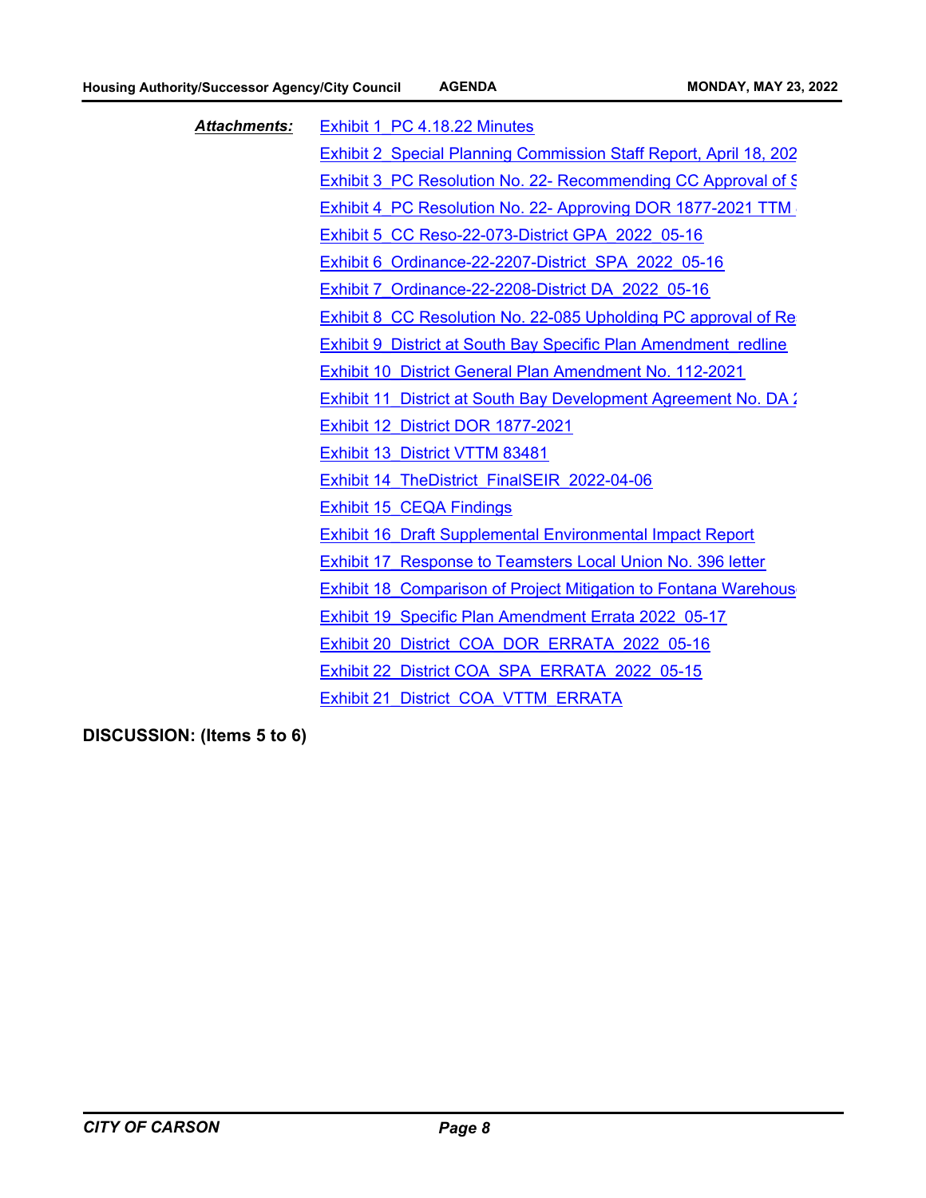***Attachments:***

Exhibit 1_PC 4.18.22 Minutes
Exhibit 2_Special Planning Commission Staff Report, April 18, 202
Exhibit 3_PC Resolution No. 22- Recommending CC Approval of S
Exhibit 4_PC Resolution No. 22- Approving DOR 1877-2021 TTM
Exhibit 5_CC Reso-22-073-District GPA_2022_05-16
Exhibit 6_Ordinance-22-2207-District_SPA_2022_05-16
Exhibit 7_Ordinance-22-2208-District DA_2022_05-16
Exhibit 8_CC Resolution No. 22-085 Upholding PC approval of Re
Exhibit 9_District at South Bay Specific Plan Amendment_redline
Exhibit 10_District General Plan Amendment No. 112-2021
Exhibit 11_District at South Bay Development Agreement No. DA 2
Exhibit 12_District DOR 1877-2021
Exhibit 13_District VTTM 83481
Exhibit 14_TheDistrict_FinalSEIR_2022-04-06
Exhibit 15_CEQA Findings
Exhibit 16_Draft Supplemental Environmental Impact Report
Exhibit 17_Response to Teamsters Local Union No. 396 letter
Exhibit 18_Comparison of Project Mitigation to Fontana Warehous
Exhibit 19_Specific Plan Amendment Errata 2022_05-17
Exhibit 20_District_COA_DOR_ERRATA_2022_05-16
Exhibit 22_District COA_SPA_ERRATA_2022_05-15
Exhibit 21_District_COA_VTTM_ERRATA

**DISCUSSION: (Items 5 to 6)**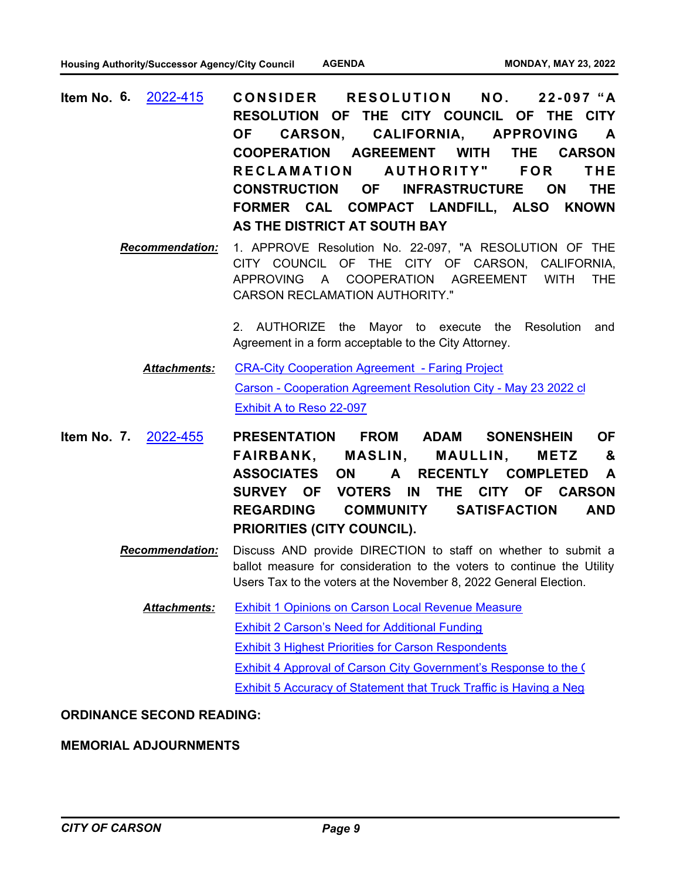**Item No. 6.** 2022-415 **CONSIDER RESOLUTION NO. 22-097 "A RESOLUTION OF THE CITY COUNCIL OF THE CITY OF CARSON, CALIFORNIA, APPROVING A COOPERATION AGREEMENT WITH THE CARSON RECLAMATION AUTHORITY" FOR THE CONSTRUCTION OF INFRASTRUCTURE ON THE FORMER CAL COMPACT LANDFILL, ALSO KNOWN AS THE DISTRICT AT SOUTH BAY**

***Recommendation:*** 1. APPROVE Resolution No. 22-097, "A RESOLUTION OF THE CITY COUNCIL OF THE CITY OF CARSON, CALIFORNIA, APPROVING A COOPERATION AGREEMENT WITH THE CARSON RECLAMATION AUTHORITY."

2. AUTHORIZE the Mayor to execute the Resolution and Agreement in a form acceptable to the City Attorney.

***Attachments:***
- CRA-City Cooperation Agreement - Faring Project
- Carson - Cooperation Agreement Resolution City - May 23 2022 cl
- Exhibit A to Reso 22-097

**Item No. 7.** 2022-455 **PRESENTATION FROM ADAM SONENSHEIN OF FAIRBANK, MASLIN, MAULLIN, METZ & ASSOCIATES ON A RECENTLY COMPLETED A SURVEY OF VOTERS IN THE CITY OF CARSON REGARDING COMMUNITY SATISFACTION AND PRIORITIES (CITY COUNCIL).**

***Recommendation:*** Discuss AND provide DIRECTION to staff on whether to submit a ballot measure for consideration to the voters to continue the Utility Users Tax to the voters at the November 8, 2022 General Election.

***Attachments:***
- Exhibit 1 Opinions on Carson Local Revenue Measure
- Exhibit 2 Carson's Need for Additional Funding
- Exhibit 3 Highest Priorities for Carson Respondents
- Exhibit 4 Approval of Carson City Government's Response to the (
- Exhibit 5 Accuracy of Statement that Truck Traffic is Having a Neg

**ORDINANCE SECOND READING:**

**MEMORIAL ADJOURNMENTS**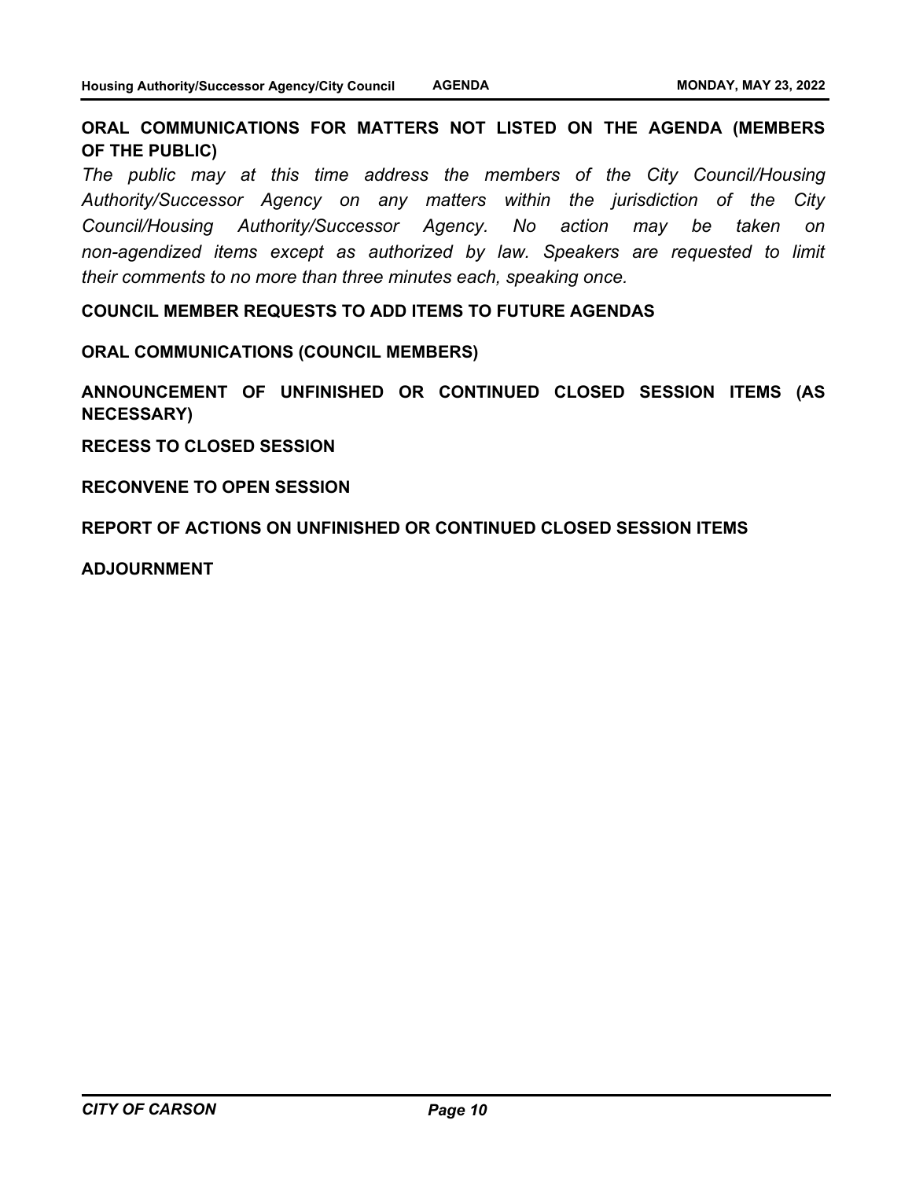**ORAL COMMUNICATIONS FOR MATTERS NOT LISTED ON THE AGENDA (MEMBERS OF THE PUBLIC)**

*The public may at this time address the members of the City Council/Housing Authority/Successor Agency on any matters within the jurisdiction of the City Council/Housing Authority/Successor Agency. No action may be taken on non-agendized items except as authorized by law. Speakers are requested to limit their comments to no more than three minutes each, speaking once.*

**COUNCIL MEMBER REQUESTS TO ADD ITEMS TO FUTURE AGENDAS**

**ORAL COMMUNICATIONS (COUNCIL MEMBERS)**

**ANNOUNCEMENT OF UNFINISHED OR CONTINUED CLOSED SESSION ITEMS (AS NECESSARY)**

**RECESS TO CLOSED SESSION**

**RECONVENE TO OPEN SESSION**

**REPORT OF ACTIONS ON UNFINISHED OR CONTINUED CLOSED SESSION ITEMS**

**ADJOURNMENT**